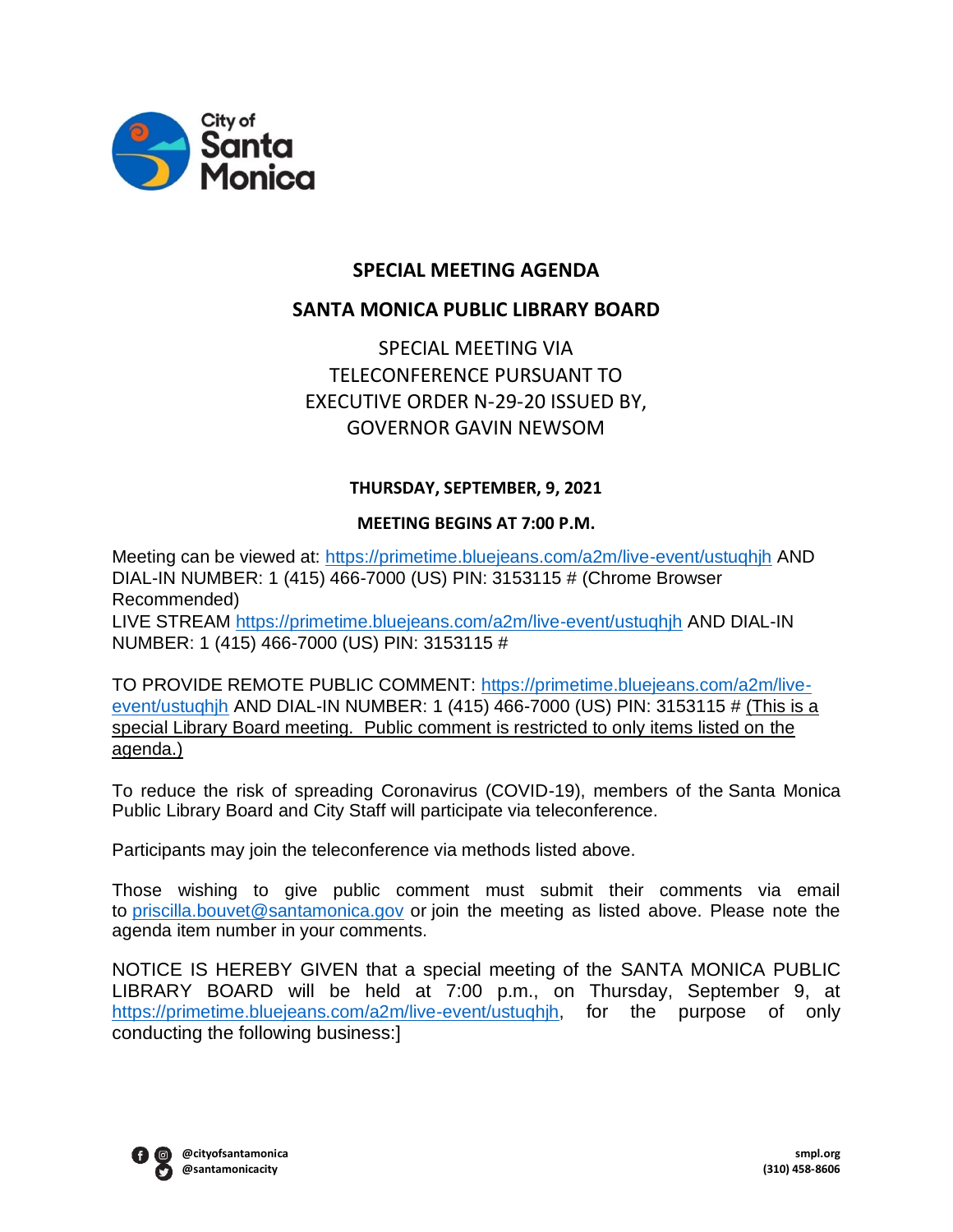City of Santa Monica

# SPECIAL MEETING AGENDA

## SANTA MONICA PUBLIC LIBRARY BOARD

SPECIAL MEETING VIA TELECONFERENCE PURSUANT TO EXECUTIVE ORDER N-29-20 ISSUED BY, GOVERNOR GAVIN NEWSOM

**THURSDAY, SEPTEMBER, 9, 2021**

**MEETING BEGINS AT 7:00 P.M.**

Meeting can be viewed at: https://primetime.bluejeans.com/a2m/live-event/ustuqhjh AND DIAL-IN NUMBER: 1 (415) 466-7000 (US) PIN: 3153115 # (Chrome Browser Recommended)
LIVE STREAM https://primetime.bluejeans.com/a2m/live-event/ustuqhjh AND DIAL-IN NUMBER: 1 (415) 466-7000 (US) PIN: 3153115 #

TO PROVIDE REMOTE PUBLIC COMMENT: https://primetime.bluejeans.com/a2m/live-event/ustuqhjh AND DIAL-IN NUMBER: 1 (415) 466-7000 (US) PIN: 3153115 # (This is a special Library Board meeting. Public comment is restricted to only items listed on the agenda.)

To reduce the risk of spreading Coronavirus (COVID-19), members of the Santa Monica Public Library Board and City Staff will participate via teleconference.

Participants may join the teleconference via methods listed above.

Those wishing to give public comment must submit their comments via email to priscilla.bouvet@santamonica.gov or join the meeting as listed above. Please note the agenda item number in your comments.

NOTICE IS HEREBY GIVEN that a special meeting of the SANTA MONICA PUBLIC LIBRARY BOARD will be held at 7:00 p.m., on Thursday, September 9, at https://primetime.bluejeans.com/a2m/live-event/ustuqhjh, for the purpose of only conducting the following business:]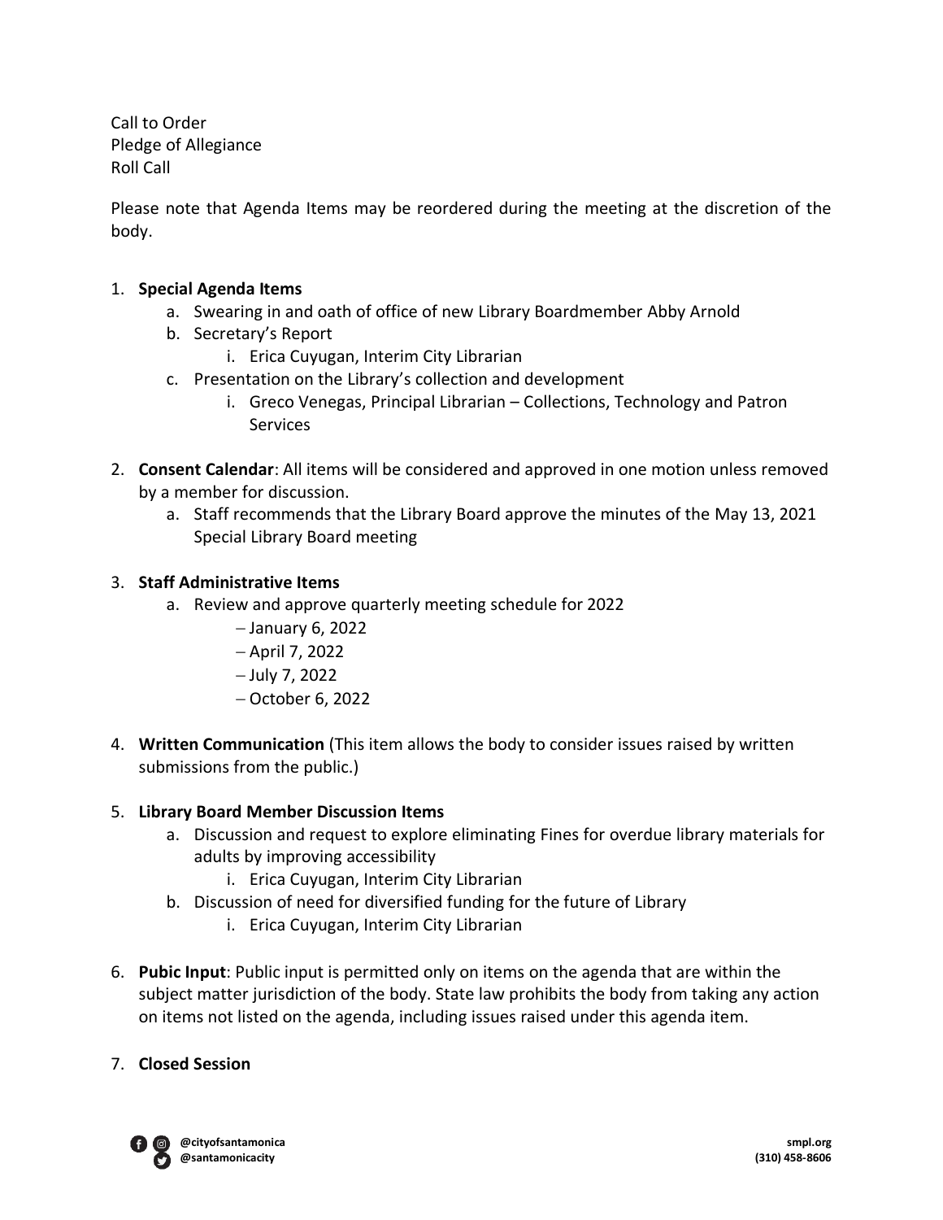Call to Order
Pledge of Allegiance
Roll Call

Please note that Agenda Items may be reordered during the meeting at the discretion of the body.

1. **Special Agenda Items**
    a. Swearing in and oath of office of new Library Boardmember Abby Arnold
    b. Secretary's Report
        i. Erica Cuyugan, Interim City Librarian
    c. Presentation on the Library's collection and development
        i. Greco Venegas, Principal Librarian – Collections, Technology and Patron Services

2. **Consent Calendar**: All items will be considered and approved in one motion unless removed by a member for discussion.
    a. Staff recommends that the Library Board approve the minutes of the May 13, 2021 Special Library Board meeting

3. **Staff Administrative Items**
    a. Review and approve quarterly meeting schedule for 2022
        – January 6, 2022
        – April 7, 2022
        – July 7, 2022
        – October 6, 2022

4. **Written Communication** (This item allows the body to consider issues raised by written submissions from the public.)

5. **Library Board Member Discussion Items**
    a. Discussion and request to explore eliminating Fines for overdue library materials for adults by improving accessibility
        i. Erica Cuyugan, Interim City Librarian
    b. Discussion of need for diversified funding for the future of Library
        i. Erica Cuyugan, Interim City Librarian

6. **Pubic Input**: Public input is permitted only on items on the agenda that are within the subject matter jurisdiction of the body. State law prohibits the body from taking any action on items not listed on the agenda, including issues raised under this agenda item.

7. **Closed Session**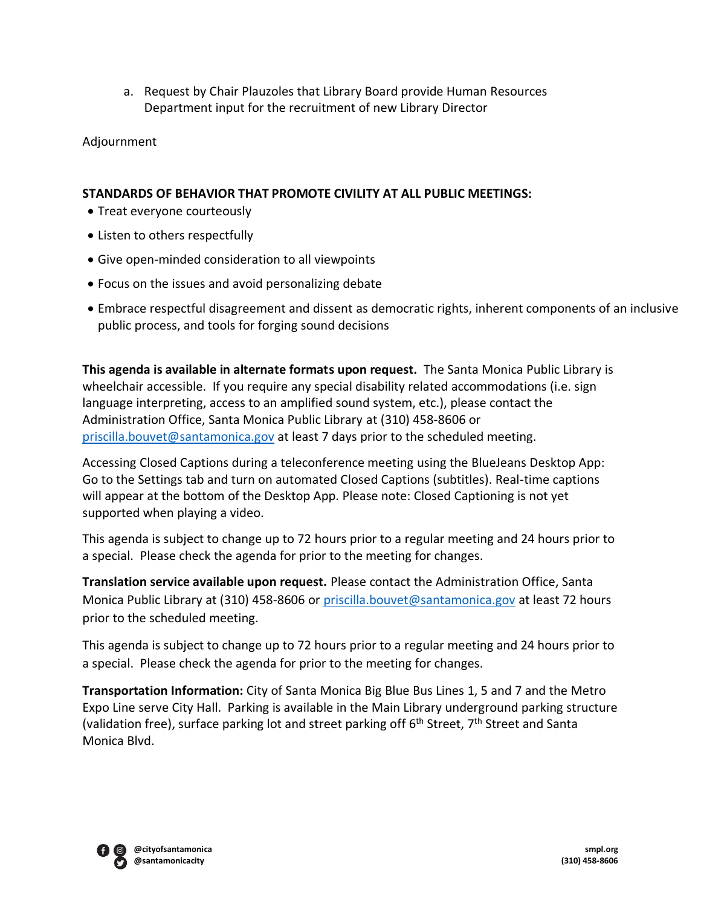a. Request by Chair Plauzoles that Library Board provide Human Resources Department input for the recruitment of new Library Director

Adjournment

**STANDARDS OF BEHAVIOR THAT PROMOTE CIVILITY AT ALL PUBLIC MEETINGS:**

- Treat everyone courteously
- Listen to others respectfully
- Give open-minded consideration to all viewpoints
- Focus on the issues and avoid personalizing debate
- Embrace respectful disagreement and dissent as democratic rights, inherent components of an inclusive public process, and tools for forging sound decisions

**This agenda is available in alternate formats upon request.** The Santa Monica Public Library is wheelchair accessible. If you require any special disability related accommodations (i.e. sign language interpreting, access to an amplified sound system, etc.), please contact the Administration Office, Santa Monica Public Library at (310) 458-8606 or priscilla.bouvet@santamonica.gov at least 7 days prior to the scheduled meeting.

Accessing Closed Captions during a teleconference meeting using the BlueJeans Desktop App: Go to the Settings tab and turn on automated Closed Captions (subtitles). Real-time captions will appear at the bottom of the Desktop App. Please note: Closed Captioning is not yet supported when playing a video.

This agenda is subject to change up to 72 hours prior to a regular meeting and 24 hours prior to a special. Please check the agenda for prior to the meeting for changes.

**Translation service available upon request.** Please contact the Administration Office, Santa Monica Public Library at (310) 458-8606 or priscilla.bouvet@santamonica.gov at least 72 hours prior to the scheduled meeting.

This agenda is subject to change up to 72 hours prior to a regular meeting and 24 hours prior to a special. Please check the agenda for prior to the meeting for changes.

**Transportation Information:** City of Santa Monica Big Blue Bus Lines 1, 5 and 7 and the Metro Expo Line serve City Hall. Parking is available in the Main Library underground parking structure (validation free), surface parking lot and street parking off 6th Street, 7th Street and Santa Monica Blvd.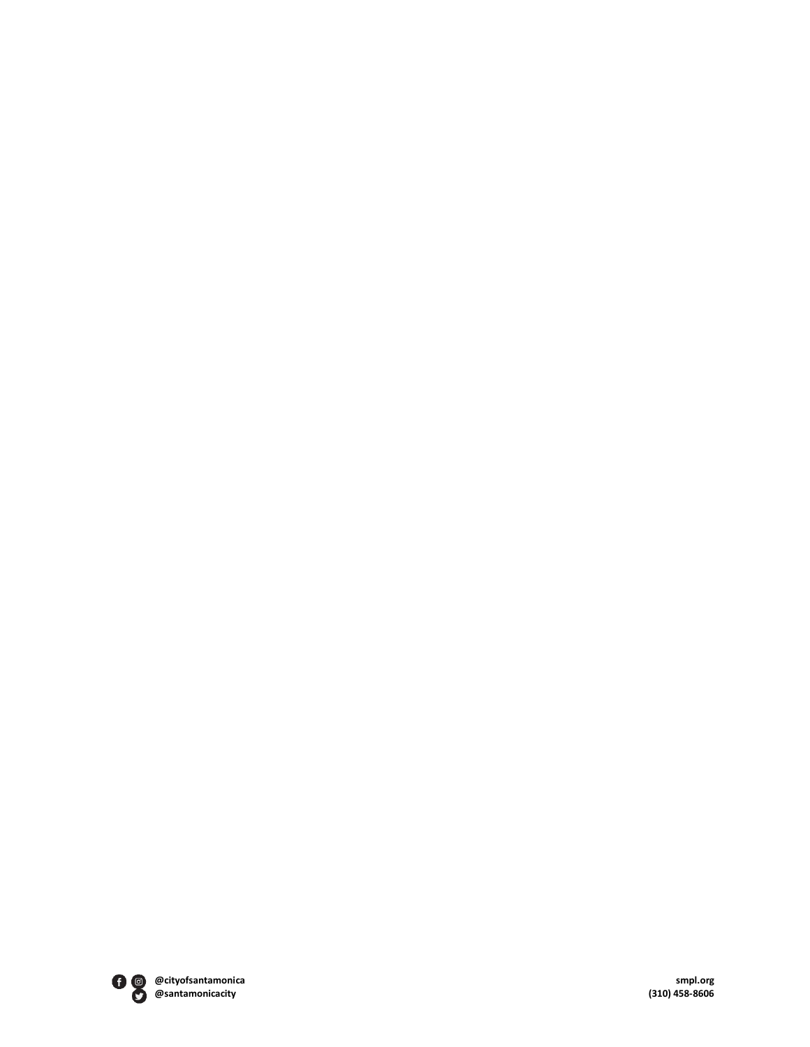@cityofsantamonica
@santamonicacity

smpl.org
(310) 458-8606